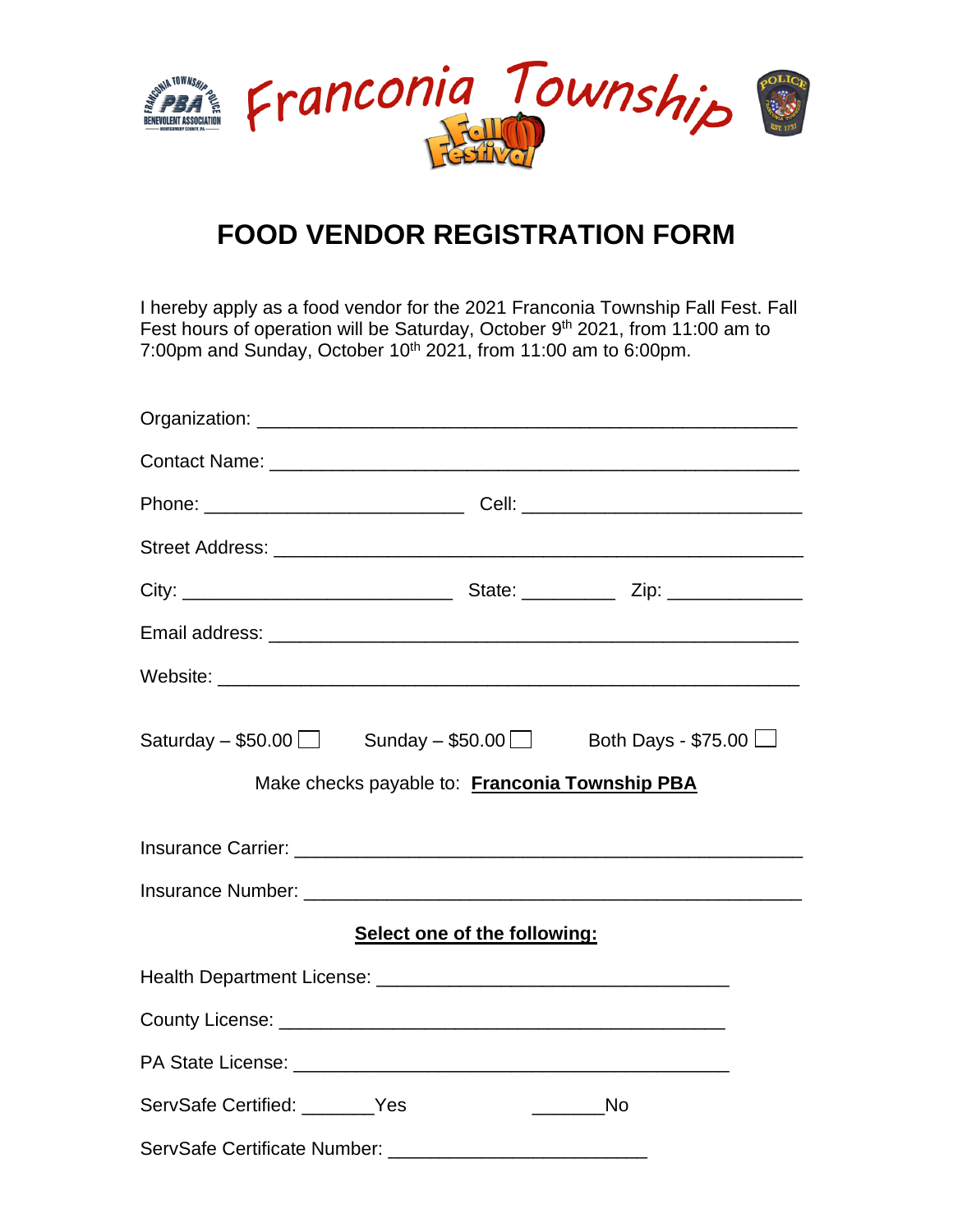Franconia Township Fall Festival

# FOOD VENDOR REGISTRATION FORM

I hereby apply as a food vendor for the 2021 Franconia Township Fall Fest. Fall Fest hours of operation will be Saturday, October 9th 2021, from 11:00 am to 7:00pm and Sunday, October 10th 2021, from 11:00 am to 6:00pm.

Organization: ____________________________________________

Contact Name: ____________________________________________

Phone: ______________________ Cell: ______________________

Street Address: ___________________________________________

City: ______________________ State: _________ Zip: ____________

Email address: ____________________________________________

Website: _________________________________________________

Saturday – $50.00 ☐ Sunday – $50.00 ☐ Both Days - $75.00 ☐

Make checks payable to: **Franconia Township PBA**

Insurance Carrier: __________________________________________

Insurance Number: _________________________________________

**Select one of the following:**

Health Department License: ______________________________

County License: ______________________________________

PA State License: _____________________________________

ServSafe Certified: _______Yes _______No

ServSafe Certificate Number: ______________________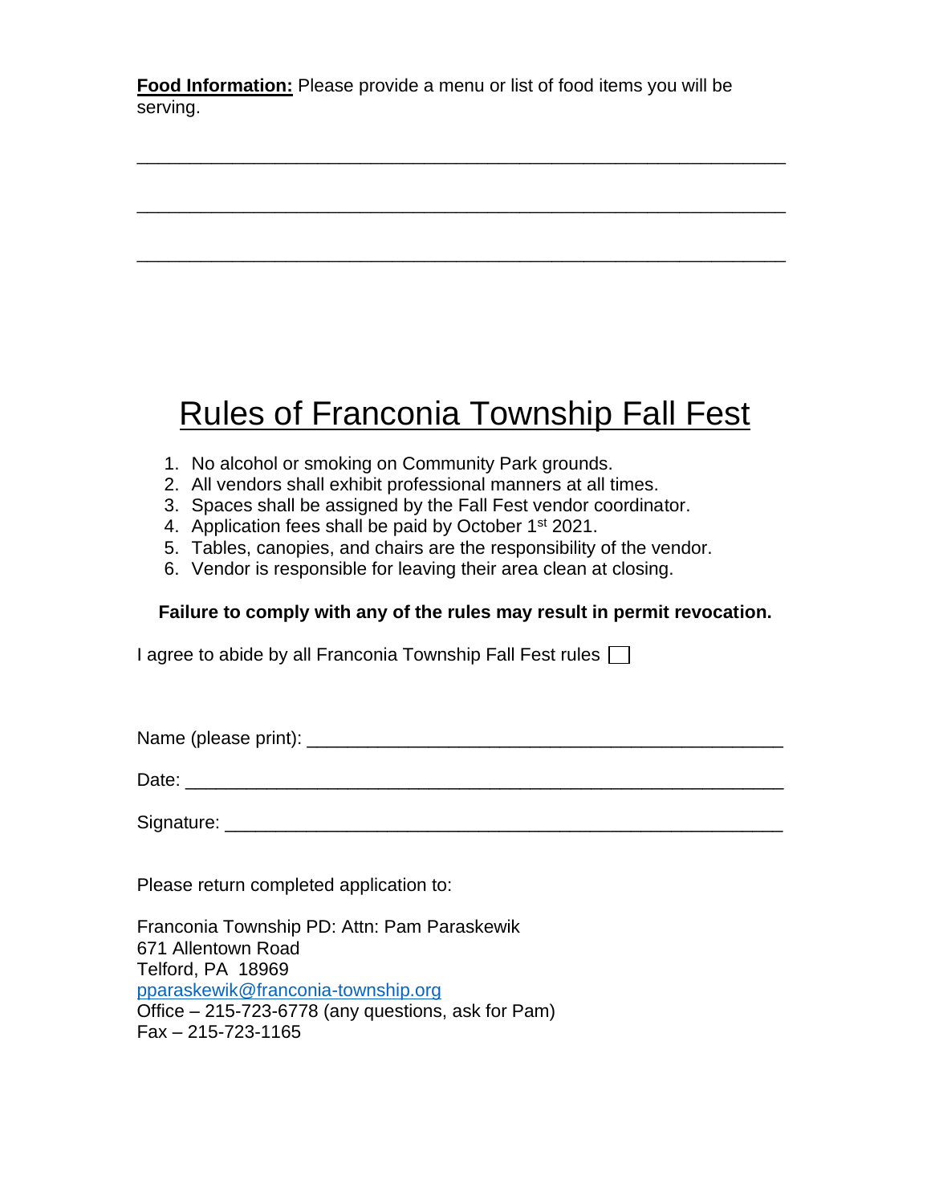**Food Information:** Please provide a menu or list of food items you will be serving.

_______________________________________________________________

_______________________________________________________________

_______________________________________________________________

# Rules of Franconia Township Fall Fest

1. No alcohol or smoking on Community Park grounds.
2. All vendors shall exhibit professional manners at all times.
3. Spaces shall be assigned by the Fall Fest vendor coordinator.
4. Application fees shall be paid by October 1st 2021.
5. Tables, canopies, and chairs are the responsibility of the vendor.
6. Vendor is responsible for leaving their area clean at closing.

**Failure to comply with any of the rules may result in permit revocation.**

I agree to abide by all Franconia Township Fall Fest rules ☐

Name (please print): _______________________________________________

Date: ___________________________________________________________

Signature: _______________________________________________________

Please return completed application to:

Franconia Township PD: Attn: Pam Paraskewik
671 Allentown Road
Telford, PA 18969
pparaskewik@franconia-township.org
Office – 215-723-6778 (any questions, ask for Pam)
Fax – 215-723-1165